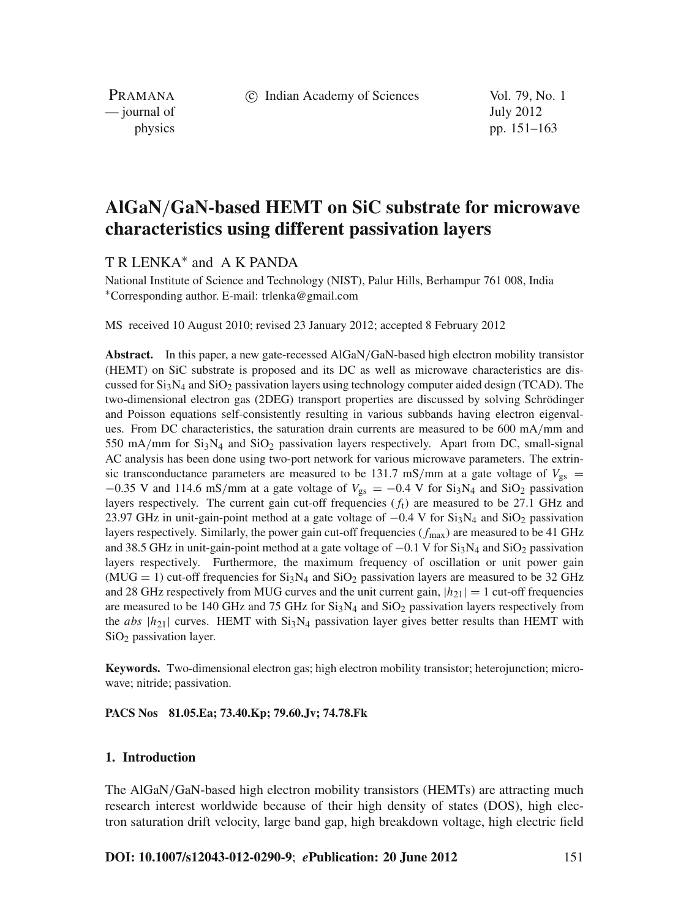# AlGaN/GaN-based HEMT on SiC substrate for microwave characteristics using different passivation layers

T R LENKA* and A K PANDA

National Institute of Science and Technology (NIST), Palur Hills, Berhampur 761 008, India
*Corresponding author. E-mail: trlenka@gmail.com

MS received 10 August 2010; revised 23 January 2012; accepted 8 February 2012

**Abstract.** In this paper, a new gate-recessed AlGaN/GaN-based high electron mobility transistor (HEMT) on SiC substrate is proposed and its DC as well as microwave characteristics are discussed for $Si_3N_4$ and $SiO_2$ passivation layers using technology computer aided design (TCAD). The two-dimensional electron gas (2DEG) transport properties are discussed by solving Schrödinger and Poisson equations self-consistently resulting in various subbands having electron eigenvalues. From DC characteristics, the saturation drain currents are measured to be 600 mA/mm and 550 mA/mm for $Si_3N_4$ and $SiO_2$ passivation layers respectively. Apart from DC, small-signal AC analysis has been done using two-port network for various microwave parameters. The extrinsic transconductance parameters are measured to be 131.7 mS/mm at a gate voltage of $V_{gs} = -0.35$ V and 114.6 mS/mm at a gate voltage of $V_{gs} = -0.4$ V for $Si_3N_4$ and $SiO_2$ passivation layers respectively. The current gain cut-off frequencies ($f_t$) are measured to be 27.1 GHz and 23.97 GHz in unit-gain-point method at a gate voltage of $-0.4$ V for $Si_3N_4$ and $SiO_2$ passivation layers respectively. Similarly, the power gain cut-off frequencies ($f_{max}$) are measured to be 41 GHz and 38.5 GHz in unit-gain-point method at a gate voltage of $-0.1$ V for $Si_3N_4$ and $SiO_2$ passivation layers respectively. Furthermore, the maximum frequency of oscillation or unit power gain (MUG = 1) cut-off frequencies for $Si_3N_4$ and $SiO_2$ passivation layers are measured to be 32 GHz and 28 GHz respectively from MUG curves and the unit current gain, $|h_{21}| = 1$ cut-off frequencies are measured to be 140 GHz and 75 GHz for $Si_3N_4$ and $SiO_2$ passivation layers respectively from the *abs* $|h_{21}|$ curves. HEMT with $Si_3N_4$ passivation layer gives better results than HEMT with $SiO_2$ passivation layer.

**Keywords.** Two-dimensional electron gas; high electron mobility transistor; heterojunction; microwave; nitride; passivation.

**PACS Nos 81.05.Ea; 73.40.Kp; 79.60.Jv; 74.78.Fk**

## 1. Introduction

The AlGaN/GaN-based high electron mobility transistors (HEMTs) are attracting much research interest worldwide because of their high density of states (DOS), high electron saturation drift velocity, large band gap, high breakdown voltage, high electric field

**DOI: 10.1007/s12043-012-0290-9**; ***e*****Publication: 20 June 2012**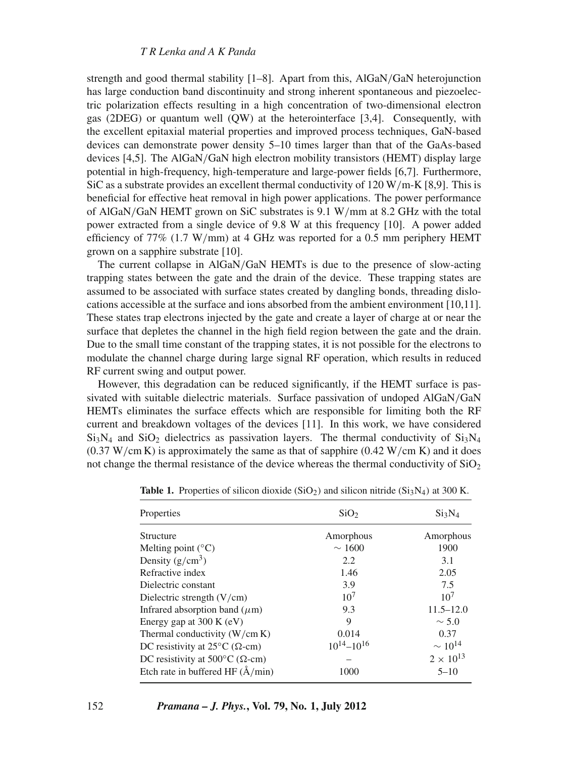strength and good thermal stability [1–8]. Apart from this, AlGaN/GaN heterojunction has large conduction band discontinuity and strong inherent spontaneous and piezoelectric polarization effects resulting in a high concentration of two-dimensional electron gas (2DEG) or quantum well (QW) at the heterointerface [3,4]. Consequently, with the excellent epitaxial material properties and improved process techniques, GaN-based devices can demonstrate power density 5–10 times larger than that of the GaAs-based devices [4,5]. The AlGaN/GaN high electron mobility transistors (HEMT) display large potential in high-frequency, high-temperature and large-power fields [6,7]. Furthermore, SiC as a substrate provides an excellent thermal conductivity of 120 W/m-K [8,9]. This is beneficial for effective heat removal in high power applications. The power performance of AlGaN/GaN HEMT grown on SiC substrates is 9.1 W/mm at 8.2 GHz with the total power extracted from a single device of 9.8 W at this frequency [10]. A power added efficiency of 77% (1.7 W/mm) at 4 GHz was reported for a 0.5 mm periphery HEMT grown on a sapphire substrate [10].

The current collapse in AlGaN/GaN HEMTs is due to the presence of slow-acting trapping states between the gate and the drain of the device. These trapping states are assumed to be associated with surface states created by dangling bonds, threading dislocations accessible at the surface and ions absorbed from the ambient environment [10,11]. These states trap electrons injected by the gate and create a layer of charge at or near the surface that depletes the channel in the high field region between the gate and the drain. Due to the small time constant of the trapping states, it is not possible for the electrons to modulate the channel charge during large signal RF operation, which results in reduced RF current swing and output power.

However, this degradation can be reduced significantly, if the HEMT surface is passivated with suitable dielectric materials. Surface passivation of undoped AlGaN/GaN HEMTs eliminates the surface effects which are responsible for limiting both the RF current and breakdown voltages of the devices [11]. In this work, we have considered $Si_3N_4$ and $SiO_2$ dielectrics as passivation layers. The thermal conductivity of $Si_3N_4$ (0.37 W/cm K) is approximately the same as that of sapphire (0.42 W/cm K) and it does not change the thermal resistance of the device whereas the thermal conductivity of $SiO_2$

**Table 1.** Properties of silicon dioxide ($SiO_2$) and silicon nitride ($Si_3N_4$) at 300 K.

| Properties | $SiO_2$ | $Si_3N_4$ |
|---|---|---|
| Structure | Amorphous | Amorphous |
| Melting point (°C) | ∼ 1600 | 1900 |
| Density (g/cm$^3$) | 2.2 | 3.1 |
| Refractive index | 1.46 | 2.05 |
| Dielectric constant | 3.9 | 7.5 |
| Dielectric strength (V/cm) | $10^7$ | $10^7$ |
| Infrared absorption band ($\mu$m) | 9.3 | 11.5–12.0 |
| Energy gap at 300 K (eV) | 9 | ∼ 5.0 |
| Thermal conductivity (W/cm K) | 0.014 | 0.37 |
| DC resistivity at 25°C (Ω-cm) | $10^{14}$–$10^{16}$ | ∼ $10^{14}$ |
| DC resistivity at 500°C (Ω-cm) | – | $2 \times 10^{13}$ |
| Etch rate in buffered HF (Å/min) | 1000 | 5–10 |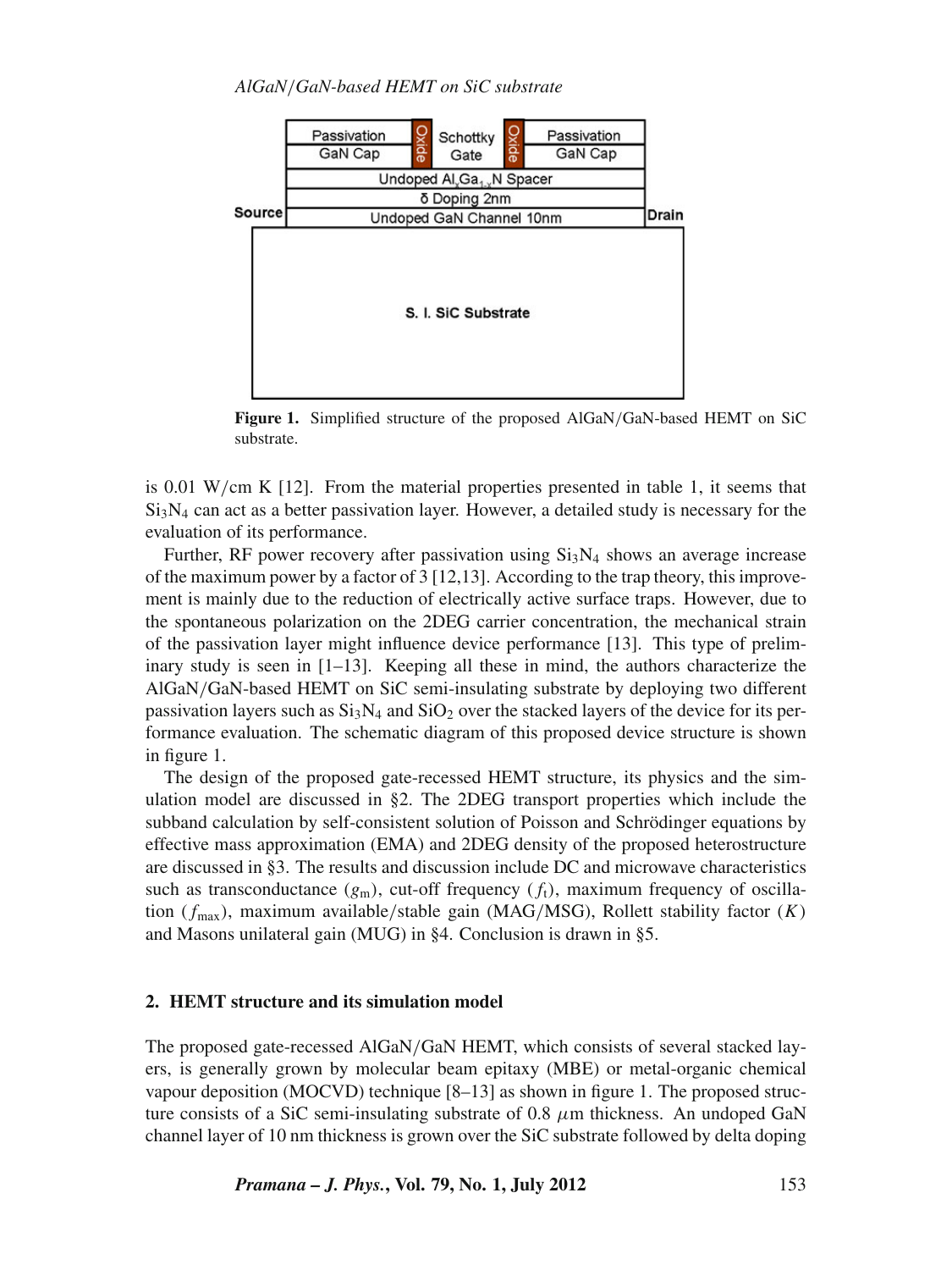**Figure 1.** Simplified structure of the proposed AlGaN/GaN-based HEMT on SiC substrate.

is 0.01 W/cm K [12]. From the material properties presented in table 1, it seems that $Si_3N_4$ can act as a better passivation layer. However, a detailed study is necessary for the evaluation of its performance.

Further, RF power recovery after passivation using $Si_3N_4$ shows an average increase of the maximum power by a factor of 3 [12,13]. According to the trap theory, this improvement is mainly due to the reduction of electrically active surface traps. However, due to the spontaneous polarization on the 2DEG carrier concentration, the mechanical strain of the passivation layer might influence device performance [13]. This type of preliminary study is seen in [1–13]. Keeping all these in mind, the authors characterize the AlGaN/GaN-based HEMT on SiC semi-insulating substrate by deploying two different passivation layers such as $Si_3N_4$ and $SiO_2$ over the stacked layers of the device for its performance evaluation. The schematic diagram of this proposed device structure is shown in figure 1.

The design of the proposed gate-recessed HEMT structure, its physics and the simulation model are discussed in §2. The 2DEG transport properties which include the subband calculation by self-consistent solution of Poisson and Schrödinger equations by effective mass approximation (EMA) and 2DEG density of the proposed heterostructure are discussed in §3. The results and discussion include DC and microwave characteristics such as transconductance ($g_m$), cut-off frequency ($f_t$), maximum frequency of oscillation ($f_{max}$), maximum available/stable gain (MAG/MSG), Rollett stability factor ($K$) and Masons unilateral gain (MUG) in §4. Conclusion is drawn in §5.

## 2. HEMT structure and its simulation model

The proposed gate-recessed AlGaN/GaN HEMT, which consists of several stacked layers, is generally grown by molecular beam epitaxy (MBE) or metal-organic chemical vapour deposition (MOCVD) technique [8–13] as shown in figure 1. The proposed structure consists of a SiC semi-insulating substrate of 0.8 $\mu$m thickness. An undoped GaN channel layer of 10 nm thickness is grown over the SiC substrate followed by delta doping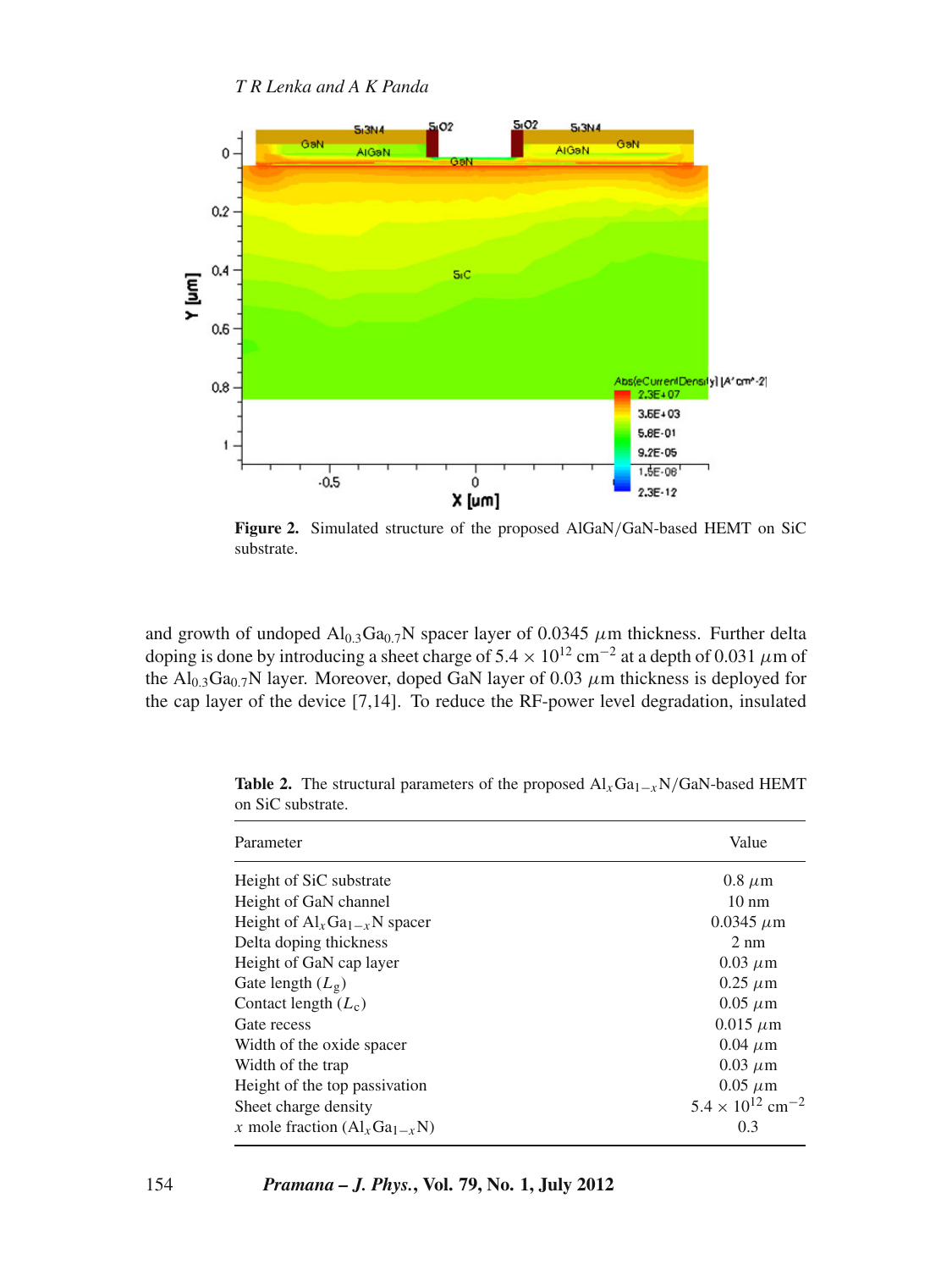**Figure 2.** Simulated structure of the proposed AlGaN/GaN-based HEMT on SiC substrate.

and growth of undoped $Al_{0.3}Ga_{0.7}N$ spacer layer of 0.0345 $\mu$m thickness. Further delta doping is done by introducing a sheet charge of $5.4 \times 10^{12}$ cm$^{-2}$ at a depth of 0.031 $\mu$m of the $Al_{0.3}Ga_{0.7}N$ layer. Moreover, doped GaN layer of 0.03 $\mu$m thickness is deployed for the cap layer of the device [7,14]. To reduce the RF-power level degradation, insulated

**Table 2.** The structural parameters of the proposed $Al_xGa_{1-x}N$/GaN-based HEMT on SiC substrate.

| Parameter | Value |
|---|---|
| Height of SiC substrate | 0.8 $\mu$m |
| Height of GaN channel | 10 nm |
| Height of $Al_xGa_{1-x}N$ spacer | 0.0345 $\mu$m |
| Delta doping thickness | 2 nm |
| Height of GaN cap layer | 0.03 $\mu$m |
| Gate length ($L_g$) | 0.25 $\mu$m |
| Contact length ($L_c$) | 0.05 $\mu$m |
| Gate recess | 0.015 $\mu$m |
| Width of the oxide spacer | 0.04 $\mu$m |
| Width of the trap | 0.03 $\mu$m |
| Height of the top passivation | 0.05 $\mu$m |
| Sheet charge density | $5.4 \times 10^{12}$ cm$^{-2}$ |
| $x$ mole fraction ($Al_xGa_{1-x}N$) | 0.3 |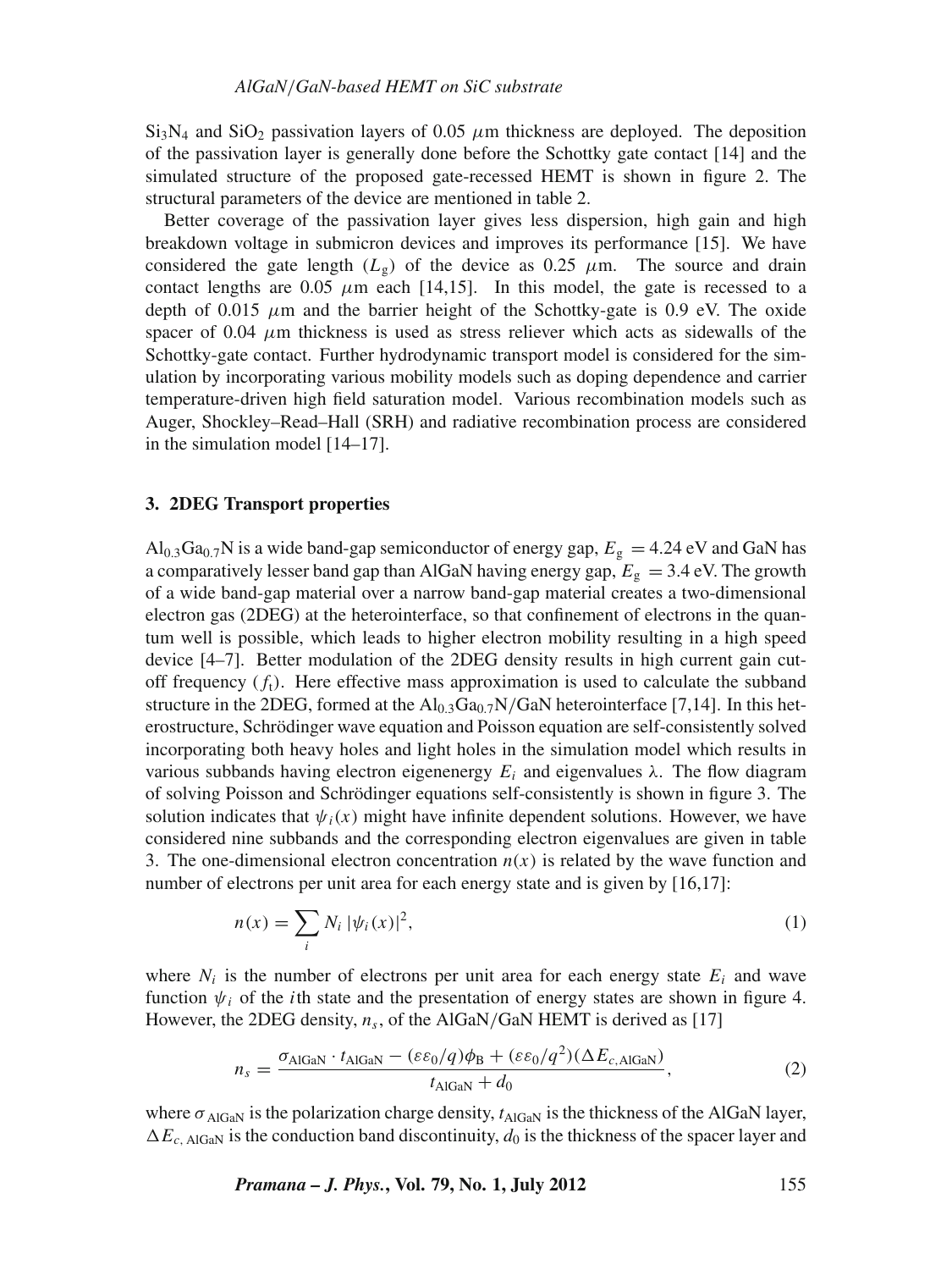$Si_3N_4$ and $SiO_2$ passivation layers of 0.05 $\mu$m thickness are deployed. The deposition of the passivation layer is generally done before the Schottky gate contact [14] and the simulated structure of the proposed gate-recessed HEMT is shown in figure 2. The structural parameters of the device are mentioned in table 2.

Better coverage of the passivation layer gives less dispersion, high gain and high breakdown voltage in submicron devices and improves its performance [15]. We have considered the gate length ($L_g$) of the device as 0.25 $\mu$m. The source and drain contact lengths are 0.05 $\mu$m each [14,15]. In this model, the gate is recessed to a depth of 0.015 $\mu$m and the barrier height of the Schottky-gate is 0.9 eV. The oxide spacer of 0.04 $\mu$m thickness is used as stress reliever which acts as sidewalls of the Schottky-gate contact. Further hydrodynamic transport model is considered for the simulation by incorporating various mobility models such as doping dependence and carrier temperature-driven high field saturation model. Various recombination models such as Auger, Shockley–Read–Hall (SRH) and radiative recombination process are considered in the simulation model [14–17].

## 3. 2DEG Transport properties

$Al_{0.3}Ga_{0.7}N$ is a wide band-gap semiconductor of energy gap, $E_g = 4.24$ eV and GaN has a comparatively lesser band gap than AlGaN having energy gap, $E_g = 3.4$ eV. The growth of a wide band-gap material over a narrow band-gap material creates a two-dimensional electron gas (2DEG) at the heterointerface, so that confinement of electrons in the quantum well is possible, which leads to higher electron mobility resulting in a high speed device [4–7]. Better modulation of the 2DEG density results in high current gain cut-off frequency ($f_t$). Here effective mass approximation is used to calculate the subband structure in the 2DEG, formed at the $Al_{0.3}Ga_{0.7}N$/GaN heterointerface [7,14]. In this heterostructure, Schrödinger wave equation and Poisson equation are self-consistently solved incorporating both heavy holes and light holes in the simulation model which results in various subbands having electron eigenenergy $E_i$ and eigenvalues $\lambda$. The flow diagram of solving Poisson and Schrödinger equations self-consistently is shown in figure 3. The solution indicates that $\psi_i(x)$ might have infinite dependent solutions. However, we have considered nine subbands and the corresponding electron eigenvalues are given in table 3. The one-dimensional electron concentration $n(x)$ is related by the wave function and number of electrons per unit area for each energy state and is given by [16,17]:

$$n(x) = \sum_i N_i\,|\psi_i(x)|^2, \tag{1}$$

where $N_i$ is the number of electrons per unit area for each energy state $E_i$ and wave function $\psi_i$ of the $i$th state and the presentation of energy states are shown in figure 4. However, the 2DEG density, $n_s$, of the AlGaN/GaN HEMT is derived as [17]

$$n_s = \frac{\sigma_{\mathrm{AlGaN}} \cdot t_{\mathrm{AlGaN}} - (\varepsilon\varepsilon_0/q)\phi_{\mathrm{B}} + (\varepsilon\varepsilon_0/q^2)(\Delta E_{c,\mathrm{AlGaN}})}{t_{\mathrm{AlGaN}} + d_0}, \tag{2}$$

where $\sigma_{\mathrm{AlGaN}}$ is the polarization charge density, $t_{\mathrm{AlGaN}}$ is the thickness of the AlGaN layer, $\Delta E_{c,\mathrm{AlGaN}}$ is the conduction band discontinuity, $d_0$ is the thickness of the spacer layer and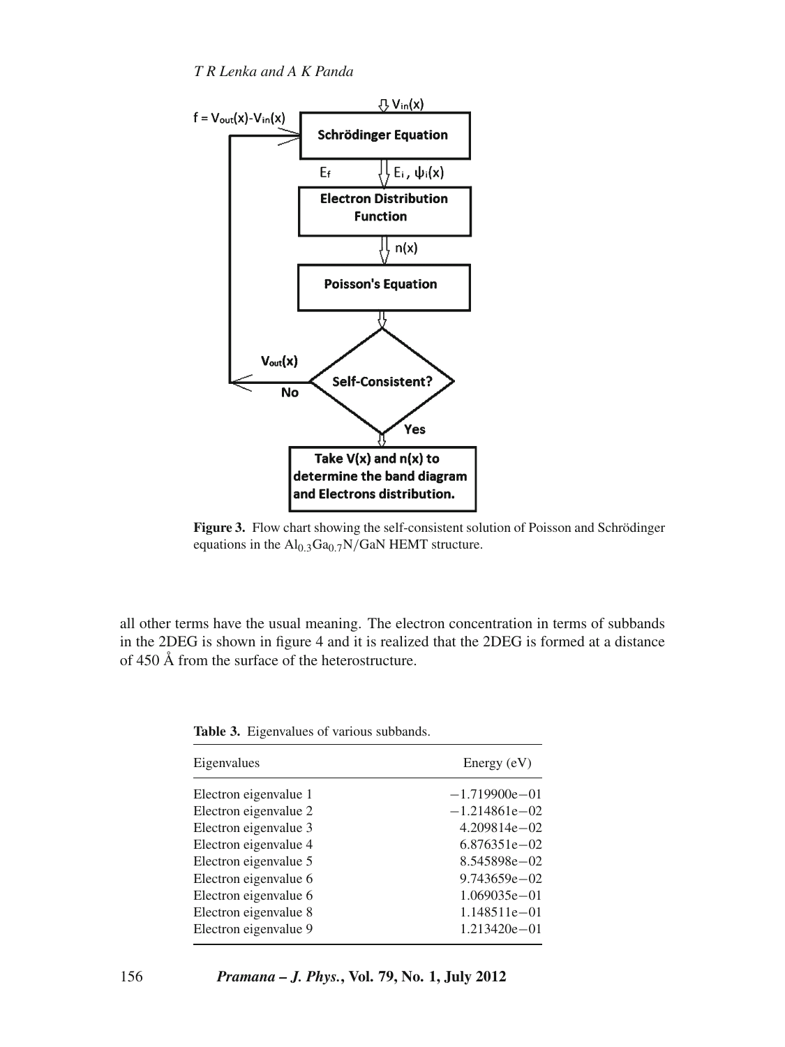**Figure 3.** Flow chart showing the self-consistent solution of Poisson and Schrödinger equations in the $Al_{0.3}Ga_{0.7}N/GaN$ HEMT structure.

all other terms have the usual meaning. The electron concentration in terms of subbands in the 2DEG is shown in figure 4 and it is realized that the 2DEG is formed at a distance of 450 Å from the surface of the heterostructure.

**Table 3.** Eigenvalues of various subbands.

| Eigenvalues | Energy (eV) |
|---|---|
| Electron eigenvalue 1 | −1.719900e−01 |
| Electron eigenvalue 2 | −1.214861e−02 |
| Electron eigenvalue 3 | 4.209814e−02 |
| Electron eigenvalue 4 | 6.876351e−02 |
| Electron eigenvalue 5 | 8.545898e−02 |
| Electron eigenvalue 6 | 9.743659e−02 |
| Electron eigenvalue 6 | 1.069035e−01 |
| Electron eigenvalue 8 | 1.148511e−01 |
| Electron eigenvalue 9 | 1.213420e−01 |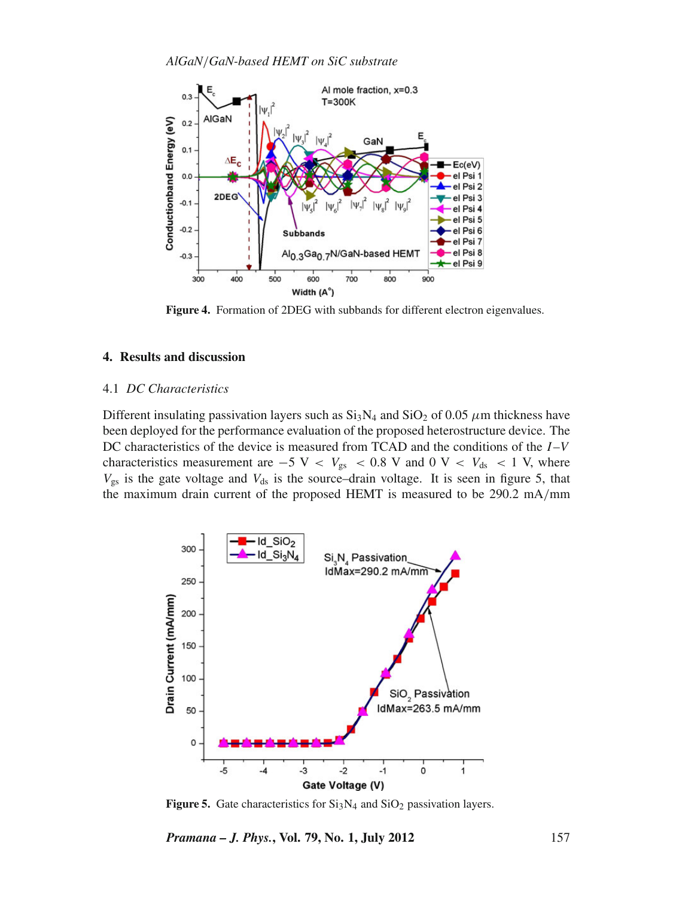Figure 4. Formation of 2DEG with subbands for different electron eigenvalues.

## 4. Results and discussion

### 4.1 *DC Characteristics*

Different insulating passivation layers such as $Si_3N_4$ and $SiO_2$ of 0.05 $\mu$m thickness have been deployed for the performance evaluation of the proposed heterostructure device. The DC characteristics of the device is measured from TCAD and the conditions of the $I$–$V$ characteristics measurement are $-5$ V $< V_{gs} < 0.8$ V and 0 V $< V_{ds} < 1$ V, where $V_{gs}$ is the gate voltage and $V_{ds}$ is the source–drain voltage. It is seen in figure 5, that the maximum drain current of the proposed HEMT is measured to be 290.2 mA/mm

Figure 5. Gate characteristics for $Si_3N_4$ and $SiO_2$ passivation layers.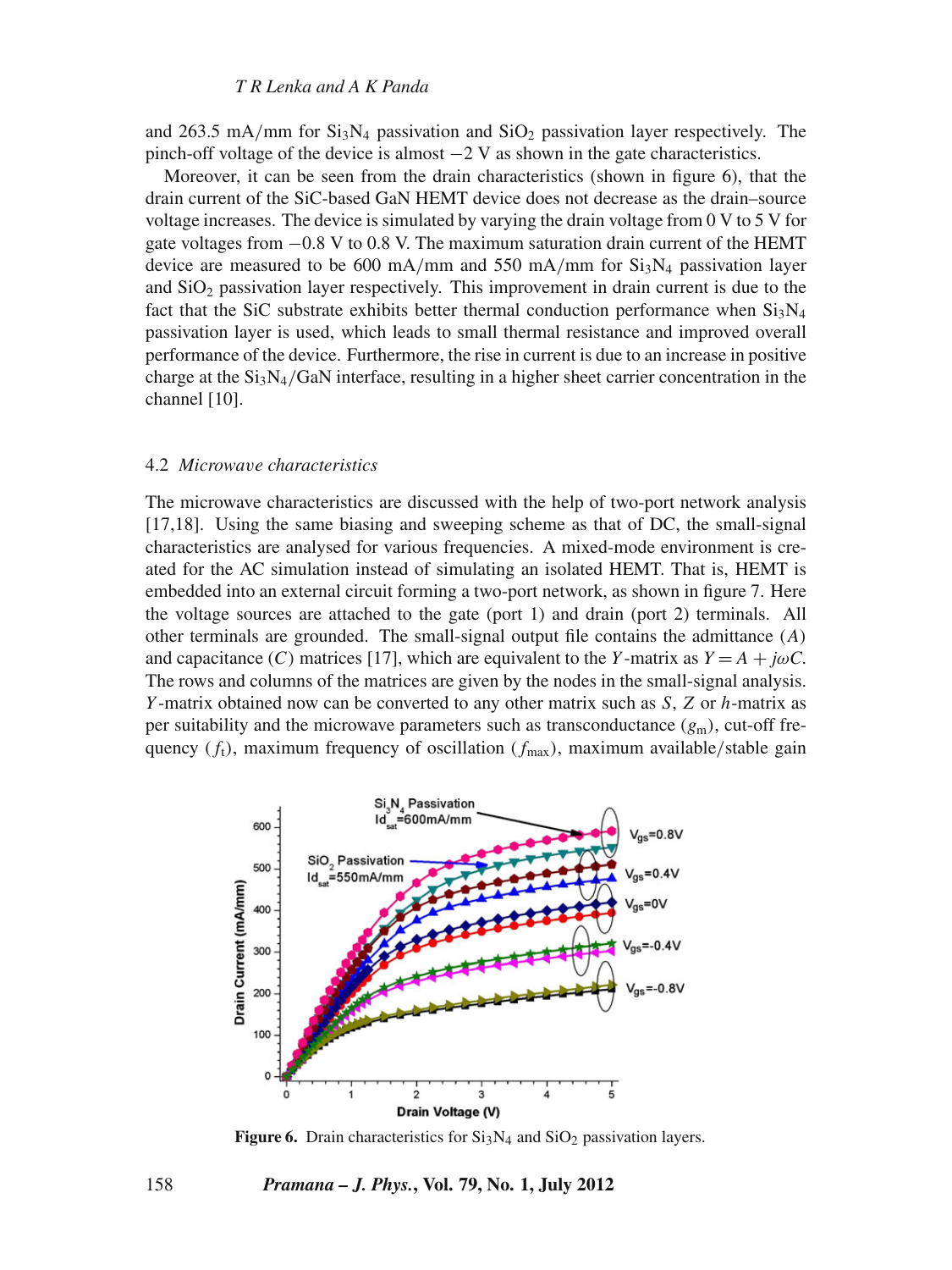and 263.5 mA/mm for $Si_3N_4$ passivation and $SiO_2$ passivation layer respectively. The pinch-off voltage of the device is almost −2 V as shown in the gate characteristics.

Moreover, it can be seen from the drain characteristics (shown in figure 6), that the drain current of the SiC-based GaN HEMT device does not decrease as the drain–source voltage increases. The device is simulated by varying the drain voltage from 0 V to 5 V for gate voltages from −0.8 V to 0.8 V. The maximum saturation drain current of the HEMT device are measured to be 600 mA/mm and 550 mA/mm for $Si_3N_4$ passivation layer and $SiO_2$ passivation layer respectively. This improvement in drain current is due to the fact that the SiC substrate exhibits better thermal conduction performance when $Si_3N_4$ passivation layer is used, which leads to small thermal resistance and improved overall performance of the device. Furthermore, the rise in current is due to an increase in positive charge at the $Si_3N_4$/GaN interface, resulting in a higher sheet carrier concentration in the channel [10].

### 4.2 *Microwave characteristics*

The microwave characteristics are discussed with the help of two-port network analysis [17,18]. Using the same biasing and sweeping scheme as that of DC, the small-signal characteristics are analysed for various frequencies. A mixed-mode environment is created for the AC simulation instead of simulating an isolated HEMT. That is, HEMT is embedded into an external circuit forming a two-port network, as shown in figure 7. Here the voltage sources are attached to the gate (port 1) and drain (port 2) terminals. All other terminals are grounded. The small-signal output file contains the admittance ($A$) and capacitance ($C$) matrices [17], which are equivalent to the $Y$-matrix as $Y = A + j\omega C$. The rows and columns of the matrices are given by the nodes in the small-signal analysis. $Y$-matrix obtained now can be converted to any other matrix such as $S$, $Z$ or $h$-matrix as per suitability and the microwave parameters such as transconductance ($g_m$), cut-off frequency ($f_t$), maximum frequency of oscillation ($f_{max}$), maximum available/stable gain

**Figure 6.** Drain characteristics for $Si_3N_4$ and $SiO_2$ passivation layers.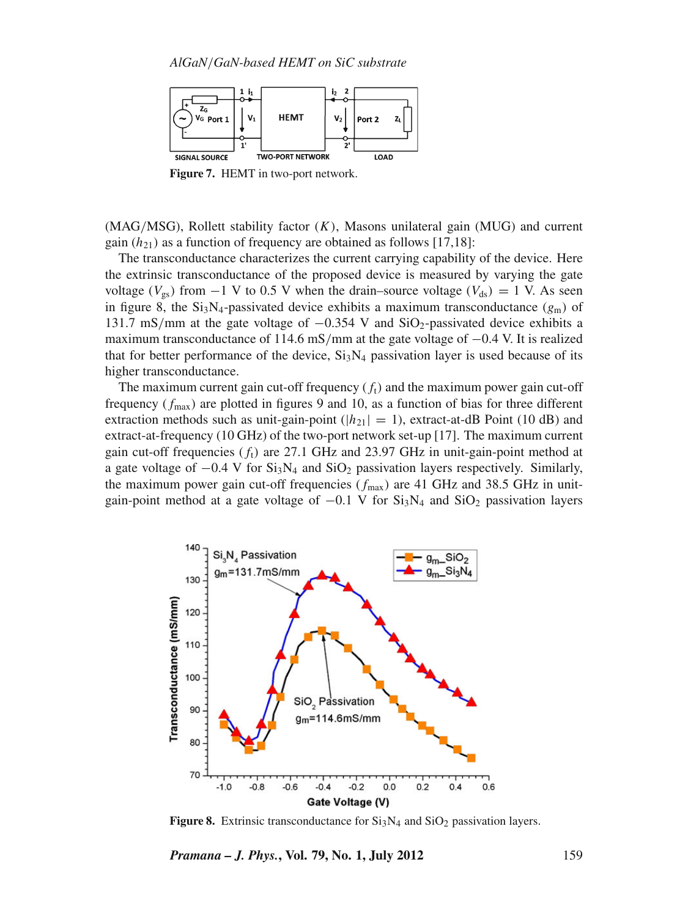Figure 7. HEMT in two-port network.

(MAG/MSG), Rollett stability factor ($K$), Masons unilateral gain (MUG) and current gain ($h_{21}$) as a function of frequency are obtained as follows [17,18]:

The transconductance characterizes the current carrying capability of the device. Here the extrinsic transconductance of the proposed device is measured by varying the gate voltage ($V_{gs}$) from $-1$ V to 0.5 V when the drain–source voltage ($V_{ds}$) $= 1$ V. As seen in figure 8, the $Si_3N_4$-passivated device exhibits a maximum transconductance ($g_m$) of 131.7 mS/mm at the gate voltage of $-0.354$ V and $SiO_2$-passivated device exhibits a maximum transconductance of 114.6 mS/mm at the gate voltage of $-0.4$ V. It is realized that for better performance of the device, $Si_3N_4$ passivation layer is used because of its higher transconductance.

The maximum current gain cut-off frequency ($f_t$) and the maximum power gain cut-off frequency ($f_{max}$) are plotted in figures 9 and 10, as a function of bias for three different extraction methods such as unit-gain-point ($|h_{21}| = 1$), extract-at-dB Point (10 dB) and extract-at-frequency (10 GHz) of the two-port network set-up [17]. The maximum current gain cut-off frequencies ($f_t$) are 27.1 GHz and 23.97 GHz in unit-gain-point method at a gate voltage of $-0.4$ V for $Si_3N_4$ and $SiO_2$ passivation layers respectively. Similarly, the maximum power gain cut-off frequencies ($f_{max}$) are 41 GHz and 38.5 GHz in unit-gain-point method at a gate voltage of $-0.1$ V for $Si_3N_4$ and $SiO_2$ passivation layers

Figure 8. Extrinsic transconductance for $Si_3N_4$ and $SiO_2$ passivation layers.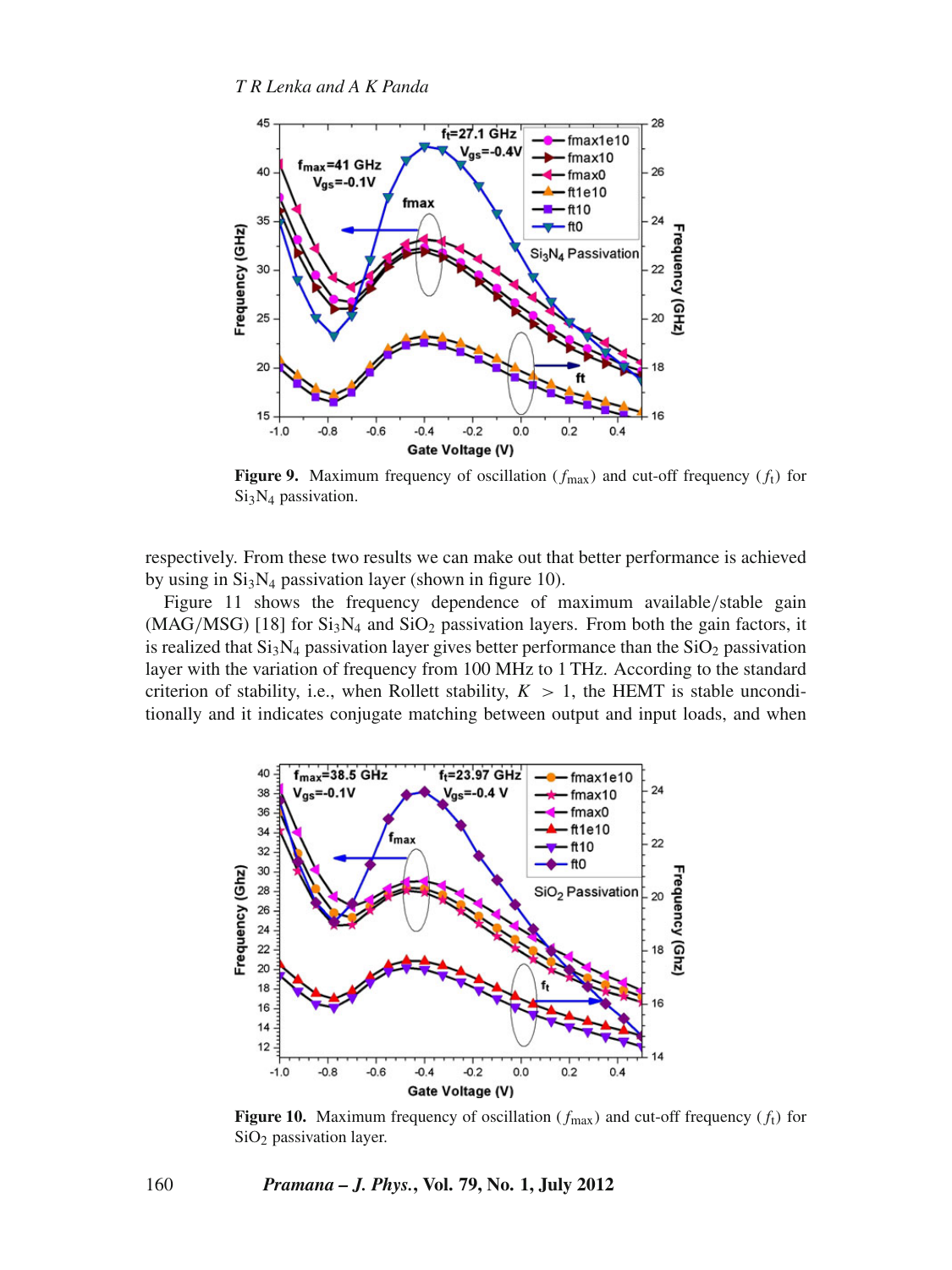Figure 9. Maximum frequency of oscillation ($f_{\max}$) and cut-off frequency ($f_{\mathrm{t}}$) for $Si_3N_4$ passivation.

respectively. From these two results we can make out that better performance is achieved by using in $Si_3N_4$ passivation layer (shown in figure 10).

Figure 11 shows the frequency dependence of maximum available/stable gain (MAG/MSG) [18] for $Si_3N_4$ and $SiO_2$ passivation layers. From both the gain factors, it is realized that $Si_3N_4$ passivation layer gives better performance than the $SiO_2$ passivation layer with the variation of frequency from 100 MHz to 1 THz. According to the standard criterion of stability, i.e., when Rollett stability, $K > 1$, the HEMT is stable unconditionally and it indicates conjugate matching between output and input loads, and when

Figure 10. Maximum frequency of oscillation ($f_{\max}$) and cut-off frequency ($f_{\mathrm{t}}$) for $SiO_2$ passivation layer.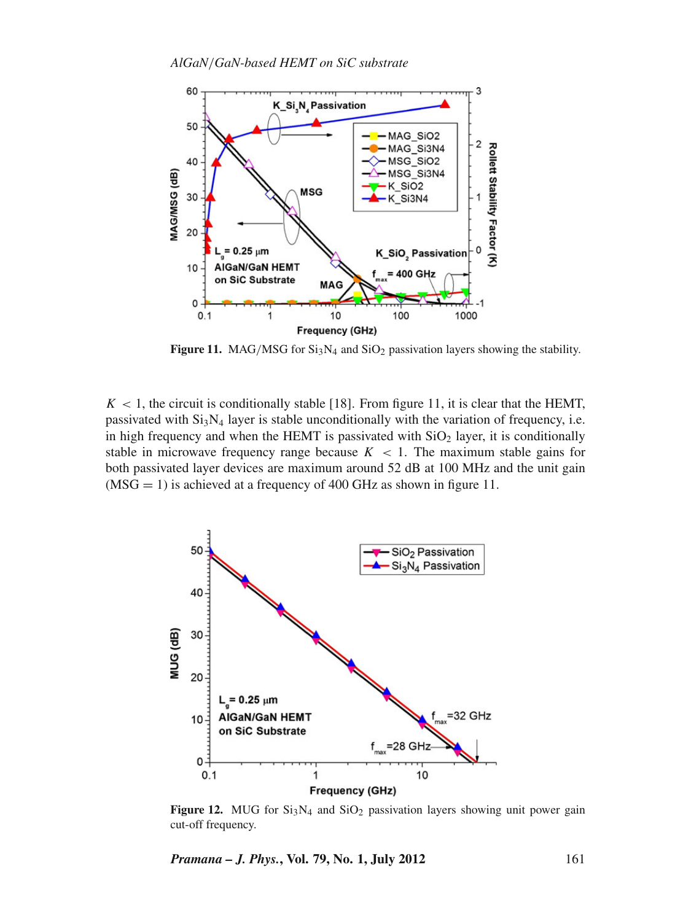Figure 11. MAG/MSG for $Si_3N_4$ and $SiO_2$ passivation layers showing the stability.

$K < 1$, the circuit is conditionally stable [18]. From figure 11, it is clear that the HEMT, passivated with $Si_3N_4$ layer is stable unconditionally with the variation of frequency, i.e. in high frequency and when the HEMT is passivated with $SiO_2$ layer, it is conditionally stable in microwave frequency range because $K < 1$. The maximum stable gains for both passivated layer devices are maximum around 52 dB at 100 MHz and the unit gain (MSG = 1) is achieved at a frequency of 400 GHz as shown in figure 11.

Figure 12. MUG for $Si_3N_4$ and $SiO_2$ passivation layers showing unit power gain cut-off frequency.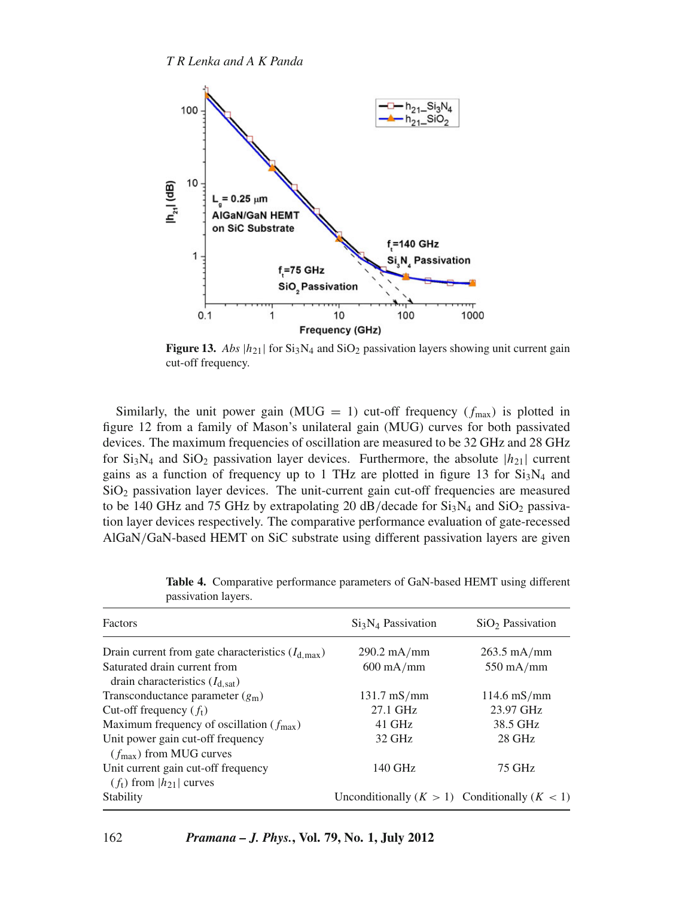**Figure 13.** *Abs* $|h_{21}|$ for $Si_3N_4$ and $SiO_2$ passivation layers showing unit current gain cut-off frequency.

Similarly, the unit power gain (MUG = 1) cut-off frequency ($f_{max}$) is plotted in figure 12 from a family of Mason's unilateral gain (MUG) curves for both passivated devices. The maximum frequencies of oscillation are measured to be 32 GHz and 28 GHz for $Si_3N_4$ and $SiO_2$ passivation layer devices. Furthermore, the absolute $|h_{21}|$ current gains as a function of frequency up to 1 THz are plotted in figure 13 for $Si_3N_4$ and $SiO_2$ passivation layer devices. The unit-current gain cut-off frequencies are measured to be 140 GHz and 75 GHz by extrapolating 20 dB/decade for $Si_3N_4$ and $SiO_2$ passivation layer devices respectively. The comparative performance evaluation of gate-recessed AlGaN/GaN-based HEMT on SiC substrate using different passivation layers are given

**Table 4.** Comparative performance parameters of GaN-based HEMT using different passivation layers.

| Factors | $Si_3N_4$ Passivation | $SiO_2$ Passivation |
|---|---|---|
| Drain current from gate characteristics ($I_{d,max}$) | 290.2 mA/mm | 263.5 mA/mm |
| Saturated drain current from drain characteristics ($I_{d,sat}$) | 600 mA/mm | 550 mA/mm |
| Transconductance parameter ($g_m$) | 131.7 mS/mm | 114.6 mS/mm |
| Cut-off frequency ($f_t$) | 27.1 GHz | 23.97 GHz |
| Maximum frequency of oscillation ($f_{max}$) | 41 GHz | 38.5 GHz |
| Unit power gain cut-off frequency ($f_{max}$) from MUG curves | 32 GHz | 28 GHz |
| Unit current gain cut-off frequency ($f_t$) from $\|h_{21}\|$ curves | 140 GHz | 75 GHz |
| Stability | Unconditionally ($K > 1$) | Conditionally ($K < 1$) |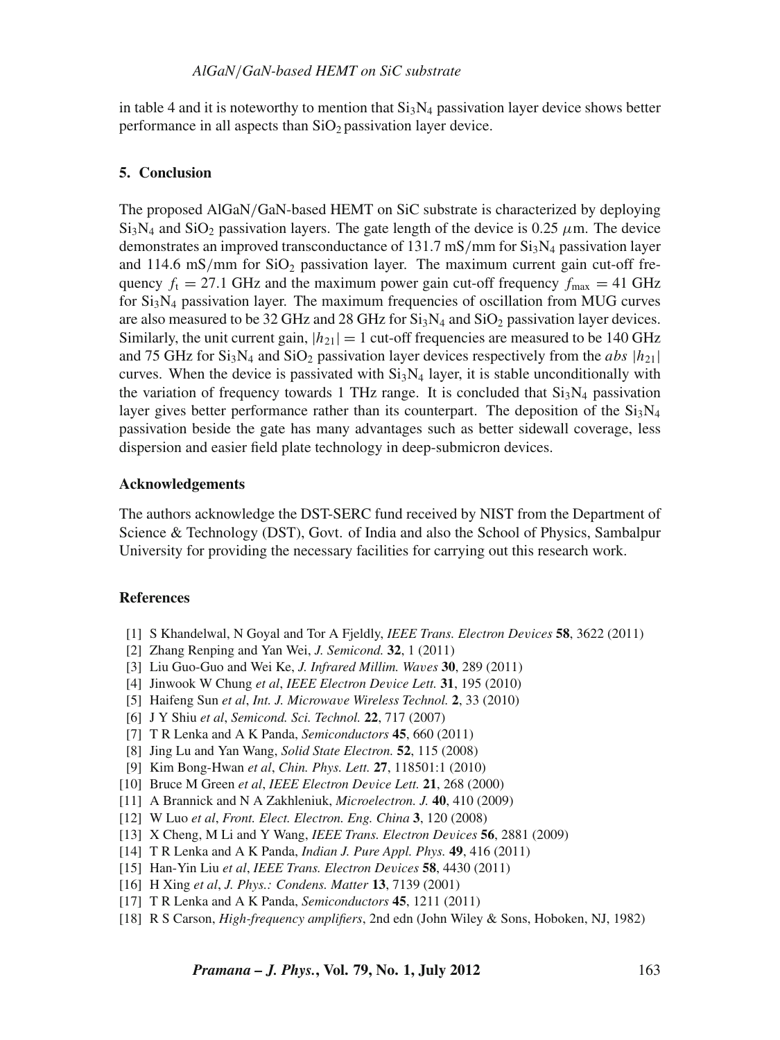in table 4 and it is noteworthy to mention that $Si_3N_4$ passivation layer device shows better performance in all aspects than $SiO_2$ passivation layer device.

## 5. Conclusion

The proposed AlGaN/GaN-based HEMT on SiC substrate is characterized by deploying $Si_3N_4$ and $SiO_2$ passivation layers. The gate length of the device is 0.25 $\mu$m. The device demonstrates an improved transconductance of 131.7 mS/mm for $Si_3N_4$ passivation layer and 114.6 mS/mm for $SiO_2$ passivation layer. The maximum current gain cut-off frequency $f_t = 27.1$ GHz and the maximum power gain cut-off frequency $f_{max} = 41$ GHz for $Si_3N_4$ passivation layer. The maximum frequencies of oscillation from MUG curves are also measured to be 32 GHz and 28 GHz for $Si_3N_4$ and $SiO_2$ passivation layer devices. Similarly, the unit current gain, $|h_{21}| = 1$ cut-off frequencies are measured to be 140 GHz and 75 GHz for $Si_3N_4$ and $SiO_2$ passivation layer devices respectively from the *abs* $|h_{21}|$ curves. When the device is passivated with $Si_3N_4$ layer, it is stable unconditionally with the variation of frequency towards 1 THz range. It is concluded that $Si_3N_4$ passivation layer gives better performance rather than its counterpart. The deposition of the $Si_3N_4$ passivation beside the gate has many advantages such as better sidewall coverage, less dispersion and easier field plate technology in deep-submicron devices.

### Acknowledgements

The authors acknowledge the DST-SERC fund received by NIST from the Department of Science & Technology (DST), Govt. of India and also the School of Physics, Sambalpur University for providing the necessary facilities for carrying out this research work.

### References

[1] S Khandelwal, N Goyal and Tor A Fjeldly, *IEEE Trans. Electron Devices* **58**, 3622 (2011)
[2] Zhang Renping and Yan Wei, *J. Semicond.* **32**, 1 (2011)
[3] Liu Guo-Guo and Wei Ke, *J. Infrared Millim. Waves* **30**, 289 (2011)
[4] Jinwook W Chung *et al*, *IEEE Electron Device Lett.* **31**, 195 (2010)
[5] Haifeng Sun *et al*, *Int. J. Microwave Wireless Technol.* **2**, 33 (2010)
[6] J Y Shiu *et al*, *Semicond. Sci. Technol.* **22**, 717 (2007)
[7] T R Lenka and A K Panda, *Semiconductors* **45**, 660 (2011)
[8] Jing Lu and Yan Wang, *Solid State Electron.* **52**, 115 (2008)
[9] Kim Bong-Hwan *et al*, *Chin. Phys. Lett.* **27**, 118501:1 (2010)
[10] Bruce M Green *et al*, *IEEE Electron Device Lett.* **21**, 268 (2000)
[11] A Brannick and N A Zakhleniuk, *Microelectron. J.* **40**, 410 (2009)
[12] W Luo *et al*, *Front. Elect. Electron. Eng. China* **3**, 120 (2008)
[13] X Cheng, M Li and Y Wang, *IEEE Trans. Electron Devices* **56**, 2881 (2009)
[14] T R Lenka and A K Panda, *Indian J. Pure Appl. Phys.* **49**, 416 (2011)
[15] Han-Yin Liu *et al*, *IEEE Trans. Electron Devices* **58**, 4430 (2011)
[16] H Xing *et al*, *J. Phys.: Condens. Matter* **13**, 7139 (2001)
[17] T R Lenka and A K Panda, *Semiconductors* **45**, 1211 (2011)
[18] R S Carson, *High-frequency amplifiers*, 2nd edn (John Wiley & Sons, Hoboken, NJ, 1982)